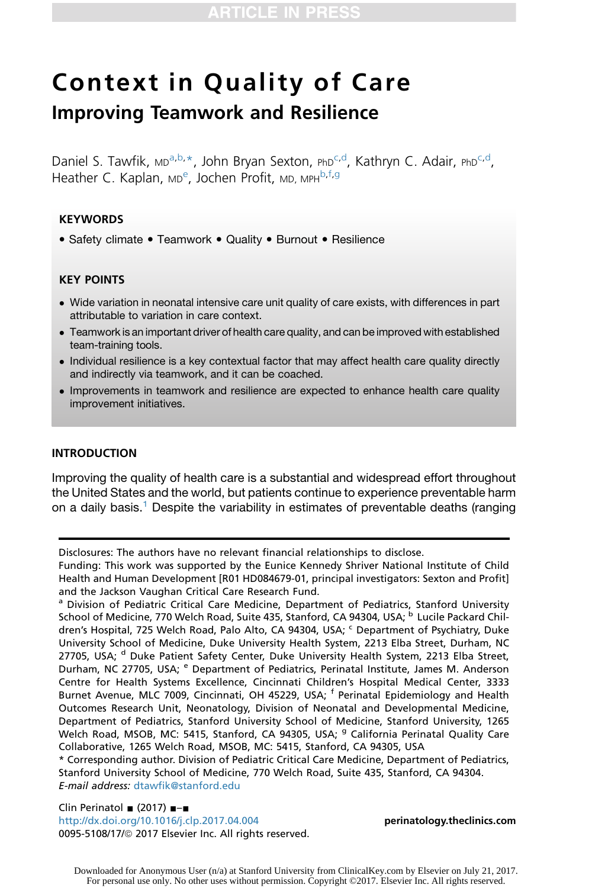# Context in Quality of Care

## Improving Teamwork and Resilience

Daniel S. Tawfik, MD[a,b,*], John Bryan Sexton, PhD[c,d], Kathryn C. Adair, PhD[c,d], Heather C. Kaplan, MD[e], Jochen Profit, MD, MPH[b,f,g]

### KEYWORDS

- Safety climate • Teamwork • Quality • Burnout • Resilience

### KEY POINTS

- Wide variation in neonatal intensive care unit quality of care exists, with differences in part attributable to variation in care context.
- Teamwork is an important driver of health care quality, and can be improved with established team-training tools.
- Individual resilience is a key contextual factor that may affect health care quality directly and indirectly via teamwork, and it can be coached.
- Improvements in teamwork and resilience are expected to enhance health care quality improvement initiatives.

## INTRODUCTION

Improving the quality of health care is a substantial and widespread effort throughout the United States and the world, but patients continue to experience preventable harm on a daily basis.[1] Despite the variability in estimates of preventable deaths (ranging

---

Disclosures: The authors have no relevant financial relationships to disclose.

Funding: This work was supported by the Eunice Kennedy Shriver National Institute of Child Health and Human Development [R01 HD084679-01, principal investigators: Sexton and Profit] and the Jackson Vaughan Critical Care Research Fund.

[a] Division of Pediatric Critical Care Medicine, Department of Pediatrics, Stanford University School of Medicine, 770 Welch Road, Suite 435, Stanford, CA 94304, USA; [b] Lucile Packard Children's Hospital, 725 Welch Road, Palo Alto, CA 94304, USA; [c] Department of Psychiatry, Duke University School of Medicine, Duke University Health System, 2213 Elba Street, Durham, NC 27705, USA; [d] Duke Patient Safety Center, Duke University Health System, 2213 Elba Street, Durham, NC 27705, USA; [e] Department of Pediatrics, Perinatal Institute, James M. Anderson Centre for Health Systems Excellence, Cincinnati Children's Hospital Medical Center, 3333 Burnet Avenue, MLC 7009, Cincinnati, OH 45229, USA; [f] Perinatal Epidemiology and Health Outcomes Research Unit, Neonatology, Division of Neonatal and Developmental Medicine, Department of Pediatrics, Stanford University School of Medicine, Stanford University, 1265 Welch Road, MSOB, MC: 5415, Stanford, CA 94305, USA; [g] California Perinatal Quality Care Collaborative, 1265 Welch Road, MSOB, MC: 5415, Stanford, CA 94305, USA

* Corresponding author. Division of Pediatric Critical Care Medicine, Department of Pediatrics, Stanford University School of Medicine, 770 Welch Road, Suite 435, Stanford, CA 94304.

*E-mail address:* dtawfik@stanford.edu

Clin Perinatol ■ (2017) ■–■
http://dx.doi.org/10.1016/j.clp.2017.04.004
0095-5108/17/© 2017 Elsevier Inc. All rights reserved.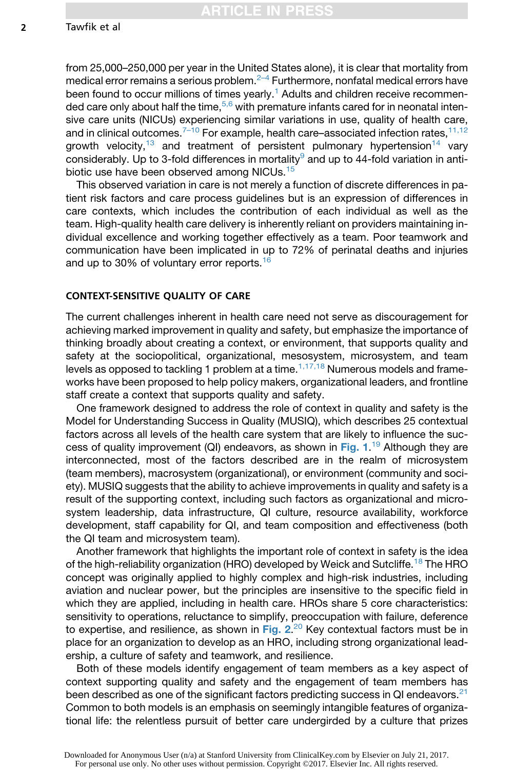from 25,000–250,000 per year in the United States alone), it is clear that mortality from medical error remains a serious problem.[2–4] Furthermore, nonfatal medical errors have been found to occur millions of times yearly.[1] Adults and children receive recommended care only about half the time,[5,6] with premature infants cared for in neonatal intensive care units (NICUs) experiencing similar variations in use, quality of health care, and in clinical outcomes.[7–10] For example, health care–associated infection rates,[11,12] growth velocity,[13] and treatment of persistent pulmonary hypertension[14] vary considerably. Up to 3-fold differences in mortality[9] and up to 44-fold variation in antibiotic use have been observed among NICUs.[15]

This observed variation in care is not merely a function of discrete differences in patient risk factors and care process guidelines but is an expression of differences in care contexts, which includes the contribution of each individual as well as the team. High-quality health care delivery is inherently reliant on providers maintaining individual excellence and working together effectively as a team. Poor teamwork and communication have been implicated in up to 72% of perinatal deaths and injuries and up to 30% of voluntary error reports.[16]

## CONTEXT-SENSITIVE QUALITY OF CARE

The current challenges inherent in health care need not serve as discouragement for achieving marked improvement in quality and safety, but emphasize the importance of thinking broadly about creating a context, or environment, that supports quality and safety at the sociopolitical, organizational, mesosystem, microsystem, and team levels as opposed to tackling 1 problem at a time.[1,17,18] Numerous models and frameworks have been proposed to help policy makers, organizational leaders, and frontline staff create a context that supports quality and safety.

One framework designed to address the role of context in quality and safety is the Model for Understanding Success in Quality (MUSIQ), which describes 25 contextual factors across all levels of the health care system that are likely to influence the success of quality improvement (QI) endeavors, as shown in **Fig. 1**.[19] Although they are interconnected, most of the factors described are in the realm of microsystem (team members), macrosystem (organizational), or environment (community and society). MUSIQ suggests that the ability to achieve improvements in quality and safety is a result of the supporting context, including such factors as organizational and microsystem leadership, data infrastructure, QI culture, resource availability, workforce development, staff capability for QI, and team composition and effectiveness (both the QI team and microsystem team).

Another framework that highlights the important role of context in safety is the idea of the high-reliability organization (HRO) developed by Weick and Sutcliffe.[18] The HRO concept was originally applied to highly complex and high-risk industries, including aviation and nuclear power, but the principles are insensitive to the specific field in which they are applied, including in health care. HROs share 5 core characteristics: sensitivity to operations, reluctance to simplify, preoccupation with failure, deference to expertise, and resilience, as shown in **Fig. 2**.[20] Key contextual factors must be in place for an organization to develop as an HRO, including strong organizational leadership, a culture of safety and teamwork, and resilience.

Both of these models identify engagement of team members as a key aspect of context supporting quality and safety and the engagement of team members has been described as one of the significant factors predicting success in QI endeavors.[21] Common to both models is an emphasis on seemingly intangible features of organizational life: the relentless pursuit of better care undergirded by a culture that prizes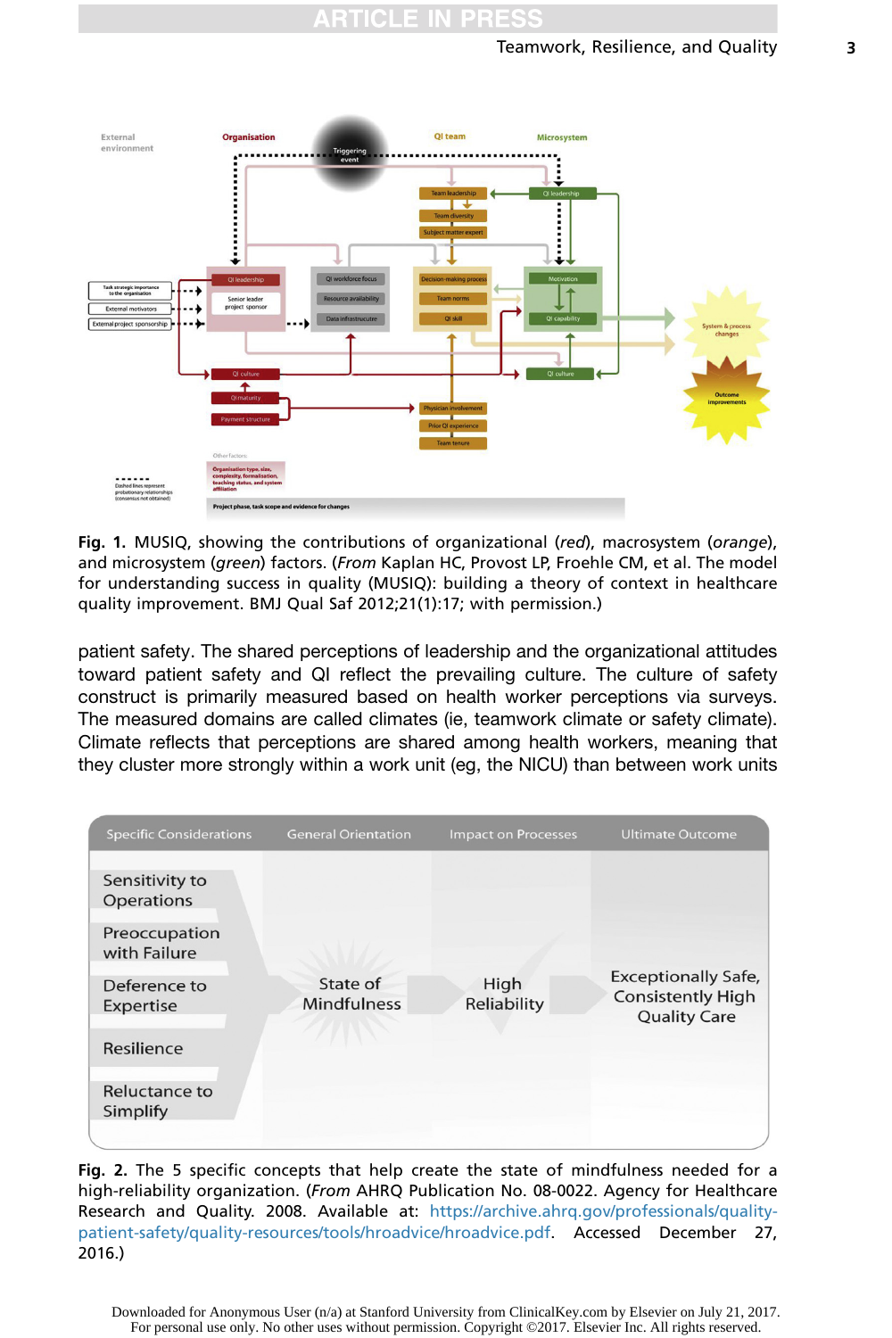**Fig. 1.** MUSIQ, showing the contributions of organizational (*red*), macrosystem (*orange*), and microsystem (*green*) factors. (*From* Kaplan HC, Provost LP, Froehle CM, et al. The model for understanding success in quality (MUSIQ): building a theory of context in healthcare quality improvement. BMJ Qual Saf 2012;21(1):17; with permission.)

patient safety. The shared perceptions of leadership and the organizational attitudes toward patient safety and QI reflect the prevailing culture. The culture of safety construct is primarily measured based on health worker perceptions via surveys. The measured domains are called climates (ie, teamwork climate or safety climate). Climate reflects that perceptions are shared among health workers, meaning that they cluster more strongly within a work unit (eg, the NICU) than between work units

**Fig. 2.** The 5 specific concepts that help create the state of mindfulness needed for a high-reliability organization. (*From* AHRQ Publication No. 08-0022. Agency for Healthcare Research and Quality. 2008. Available at: https://archive.ahrq.gov/professionals/quality-patient-safety/quality-resources/tools/hroadvice/hroadvice.pdf. Accessed December 27, 2016.)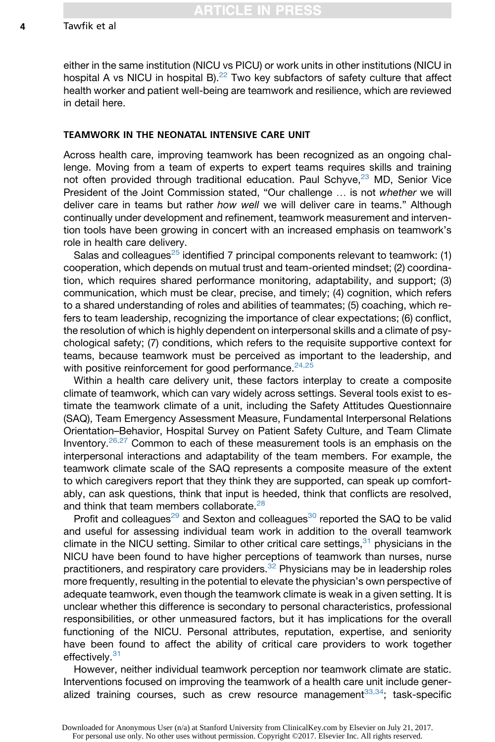either in the same institution (NICU vs PICU) or work units in other institutions (NICU in hospital A vs NICU in hospital B).[22] Two key subfactors of safety culture that affect health worker and patient well-being are teamwork and resilience, which are reviewed in detail here.

## TEAMWORK IN THE NEONATAL INTENSIVE CARE UNIT

Across health care, improving teamwork has been recognized as an ongoing challenge. Moving from a team of experts to expert teams requires skills and training not often provided through traditional education. Paul Schyve,[23] MD, Senior Vice President of the Joint Commission stated, "Our challenge … is not *whether* we will deliver care in teams but rather *how well* we will deliver care in teams." Although continually under development and refinement, teamwork measurement and intervention tools have been growing in concert with an increased emphasis on teamwork's role in health care delivery.

Salas and colleagues[25] identified 7 principal components relevant to teamwork: (1) cooperation, which depends on mutual trust and team-oriented mindset; (2) coordination, which requires shared performance monitoring, adaptability, and support; (3) communication, which must be clear, precise, and timely; (4) cognition, which refers to a shared understanding of roles and abilities of teammates; (5) coaching, which refers to team leadership, recognizing the importance of clear expectations; (6) conflict, the resolution of which is highly dependent on interpersonal skills and a climate of psychological safety; (7) conditions, which refers to the requisite supportive context for teams, because teamwork must be perceived as important to the leadership, and with positive reinforcement for good performance.[24,25]

Within a health care delivery unit, these factors interplay to create a composite climate of teamwork, which can vary widely across settings. Several tools exist to estimate the teamwork climate of a unit, including the Safety Attitudes Questionnaire (SAQ), Team Emergency Assessment Measure, Fundamental Interpersonal Relations Orientation–Behavior, Hospital Survey on Patient Safety Culture, and Team Climate Inventory.[26,27] Common to each of these measurement tools is an emphasis on the interpersonal interactions and adaptability of the team members. For example, the teamwork climate scale of the SAQ represents a composite measure of the extent to which caregivers report that they think they are supported, can speak up comfortably, can ask questions, think that input is heeded, think that conflicts are resolved, and think that team members collaborate.[28]

Profit and colleagues[29] and Sexton and colleagues[30] reported the SAQ to be valid and useful for assessing individual team work in addition to the overall teamwork climate in the NICU setting. Similar to other critical care settings,[31] physicians in the NICU have been found to have higher perceptions of teamwork than nurses, nurse practitioners, and respiratory care providers.[32] Physicians may be in leadership roles more frequently, resulting in the potential to elevate the physician's own perspective of adequate teamwork, even though the teamwork climate is weak in a given setting. It is unclear whether this difference is secondary to personal characteristics, professional responsibilities, or other unmeasured factors, but it has implications for the overall functioning of the NICU. Personal attributes, reputation, expertise, and seniority have been found to affect the ability of critical care providers to work together effectively.[31]

However, neither individual teamwork perception nor teamwork climate are static. Interventions focused on improving the teamwork of a health care unit include generalized training courses, such as crew resource management[33,34]; task-specific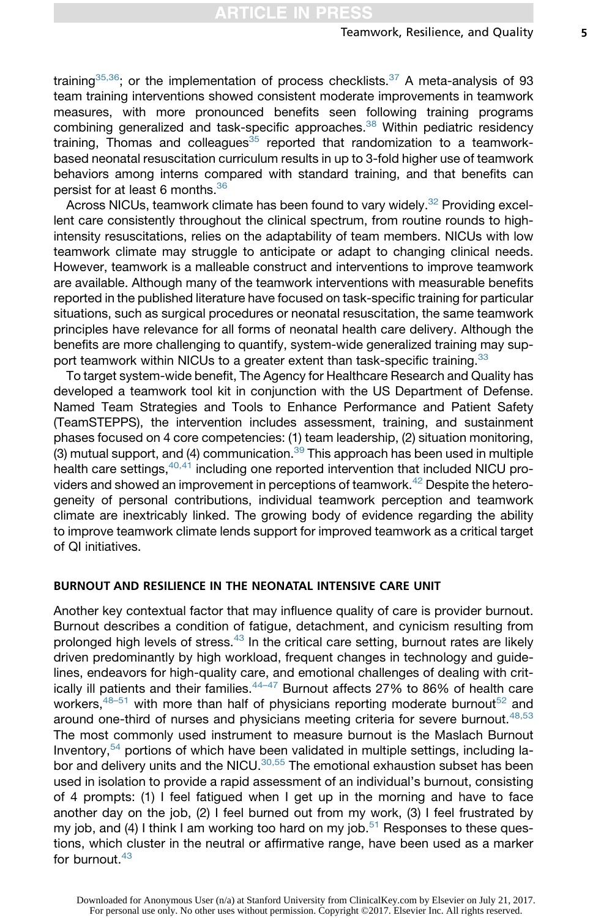training[35,36]; or the implementation of process checklists.[37] A meta-analysis of 93 team training interventions showed consistent moderate improvements in teamwork measures, with more pronounced benefits seen following training programs combining generalized and task-specific approaches.[38] Within pediatric residency training, Thomas and colleagues[35] reported that randomization to a teamwork-based neonatal resuscitation curriculum results in up to 3-fold higher use of teamwork behaviors among interns compared with standard training, and that benefits can persist for at least 6 months.[36]

Across NICUs, teamwork climate has been found to vary widely.[32] Providing excellent care consistently throughout the clinical spectrum, from routine rounds to high-intensity resuscitations, relies on the adaptability of team members. NICUs with low teamwork climate may struggle to anticipate or adapt to changing clinical needs. However, teamwork is a malleable construct and interventions to improve teamwork are available. Although many of the teamwork interventions with measurable benefits reported in the published literature have focused on task-specific training for particular situations, such as surgical procedures or neonatal resuscitation, the same teamwork principles have relevance for all forms of neonatal health care delivery. Although the benefits are more challenging to quantify, system-wide generalized training may support teamwork within NICUs to a greater extent than task-specific training.[33]

To target system-wide benefit, The Agency for Healthcare Research and Quality has developed a teamwork tool kit in conjunction with the US Department of Defense. Named Team Strategies and Tools to Enhance Performance and Patient Safety (TeamSTEPPS), the intervention includes assessment, training, and sustainment phases focused on 4 core competencies: (1) team leadership, (2) situation monitoring, (3) mutual support, and (4) communication.[39] This approach has been used in multiple health care settings,[40,41] including one reported intervention that included NICU providers and showed an improvement in perceptions of teamwork.[42] Despite the heterogeneity of personal contributions, individual teamwork perception and teamwork climate are inextricably linked. The growing body of evidence regarding the ability to improve teamwork climate lends support for improved teamwork as a critical target of QI initiatives.

## BURNOUT AND RESILIENCE IN THE NEONATAL INTENSIVE CARE UNIT

Another key contextual factor that may influence quality of care is provider burnout. Burnout describes a condition of fatigue, detachment, and cynicism resulting from prolonged high levels of stress.[43] In the critical care setting, burnout rates are likely driven predominantly by high workload, frequent changes in technology and guidelines, endeavors for high-quality care, and emotional challenges of dealing with critically ill patients and their families.[44–47] Burnout affects 27% to 86% of health care workers,[48–51] with more than half of physicians reporting moderate burnout[52] and around one-third of nurses and physicians meeting criteria for severe burnout.[48,53] The most commonly used instrument to measure burnout is the Maslach Burnout Inventory,[54] portions of which have been validated in multiple settings, including labor and delivery units and the NICU.[30,55] The emotional exhaustion subset has been used in isolation to provide a rapid assessment of an individual's burnout, consisting of 4 prompts: (1) I feel fatigued when I get up in the morning and have to face another day on the job, (2) I feel burned out from my work, (3) I feel frustrated by my job, and (4) I think I am working too hard on my job.[51] Responses to these questions, which cluster in the neutral or affirmative range, have been used as a marker for burnout.[43]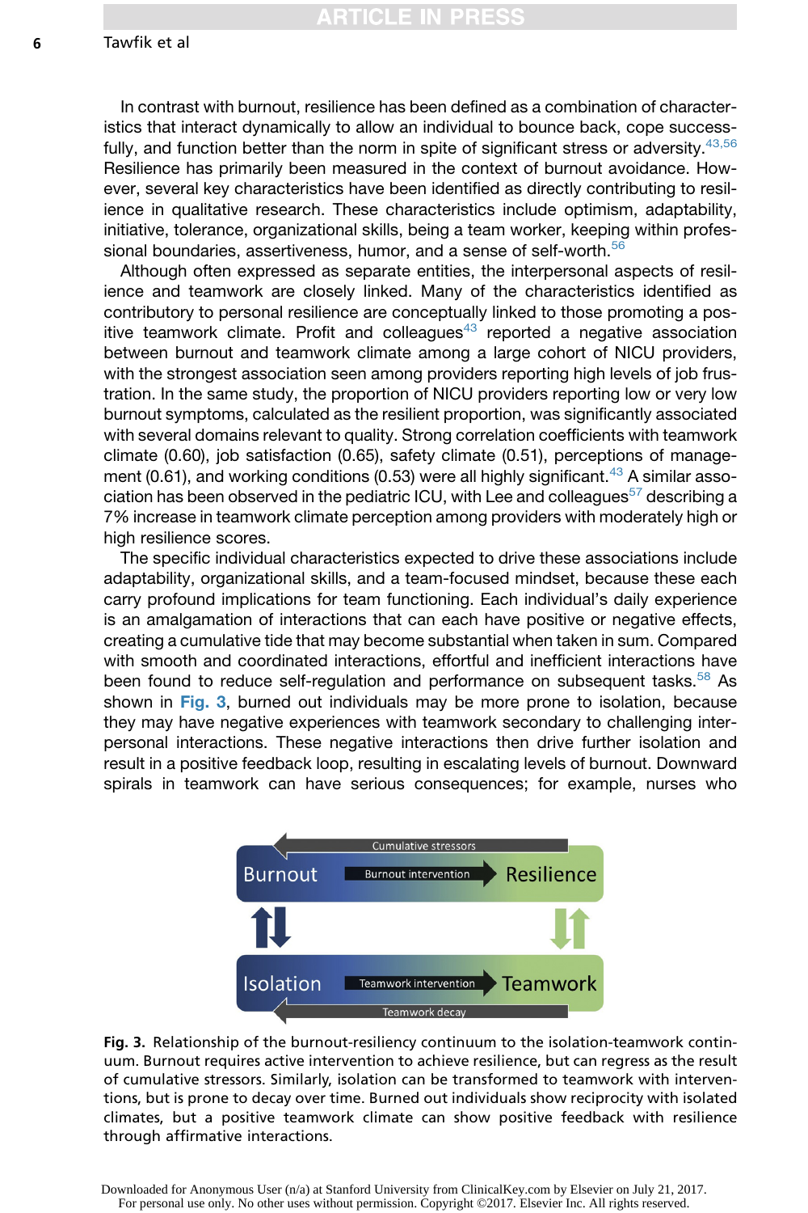In contrast with burnout, resilience has been defined as a combination of characteristics that interact dynamically to allow an individual to bounce back, cope successfully, and function better than the norm in spite of significant stress or adversity.[43,56] Resilience has primarily been measured in the context of burnout avoidance. However, several key characteristics have been identified as directly contributing to resilience in qualitative research. These characteristics include optimism, adaptability, initiative, tolerance, organizational skills, being a team worker, keeping within professional boundaries, assertiveness, humor, and a sense of self-worth.[56]

Although often expressed as separate entities, the interpersonal aspects of resilience and teamwork are closely linked. Many of the characteristics identified as contributory to personal resilience are conceptually linked to those promoting a positive teamwork climate. Profit and colleagues[43] reported a negative association between burnout and teamwork climate among a large cohort of NICU providers, with the strongest association seen among providers reporting high levels of job frustration. In the same study, the proportion of NICU providers reporting low or very low burnout symptoms, calculated as the resilient proportion, was significantly associated with several domains relevant to quality. Strong correlation coefficients with teamwork climate (0.60), job satisfaction (0.65), safety climate (0.51), perceptions of management (0.61), and working conditions (0.53) were all highly significant.[43] A similar association has been observed in the pediatric ICU, with Lee and colleagues[57] describing a 7% increase in teamwork climate perception among providers with moderately high or high resilience scores.

The specific individual characteristics expected to drive these associations include adaptability, organizational skills, and a team-focused mindset, because these each carry profound implications for team functioning. Each individual's daily experience is an amalgamation of interactions that can each have positive or negative effects, creating a cumulative tide that may become substantial when taken in sum. Compared with smooth and coordinated interactions, effortful and inefficient interactions have been found to reduce self-regulation and performance on subsequent tasks.[58] As shown in **Fig. 3**, burned out individuals may be more prone to isolation, because they may have negative experiences with teamwork secondary to challenging interpersonal interactions. These negative interactions then drive further isolation and result in a positive feedback loop, resulting in escalating levels of burnout. Downward spirals in teamwork can have serious consequences; for example, nurses who

**Fig. 3.** Relationship of the burnout-resiliency continuum to the isolation-teamwork continuum. Burnout requires active intervention to achieve resilience, but can regress as the result of cumulative stressors. Similarly, isolation can be transformed to teamwork with interventions, but is prone to decay over time. Burned out individuals show reciprocity with isolated climates, but a positive teamwork climate can show positive feedback with resilience through affirmative interactions.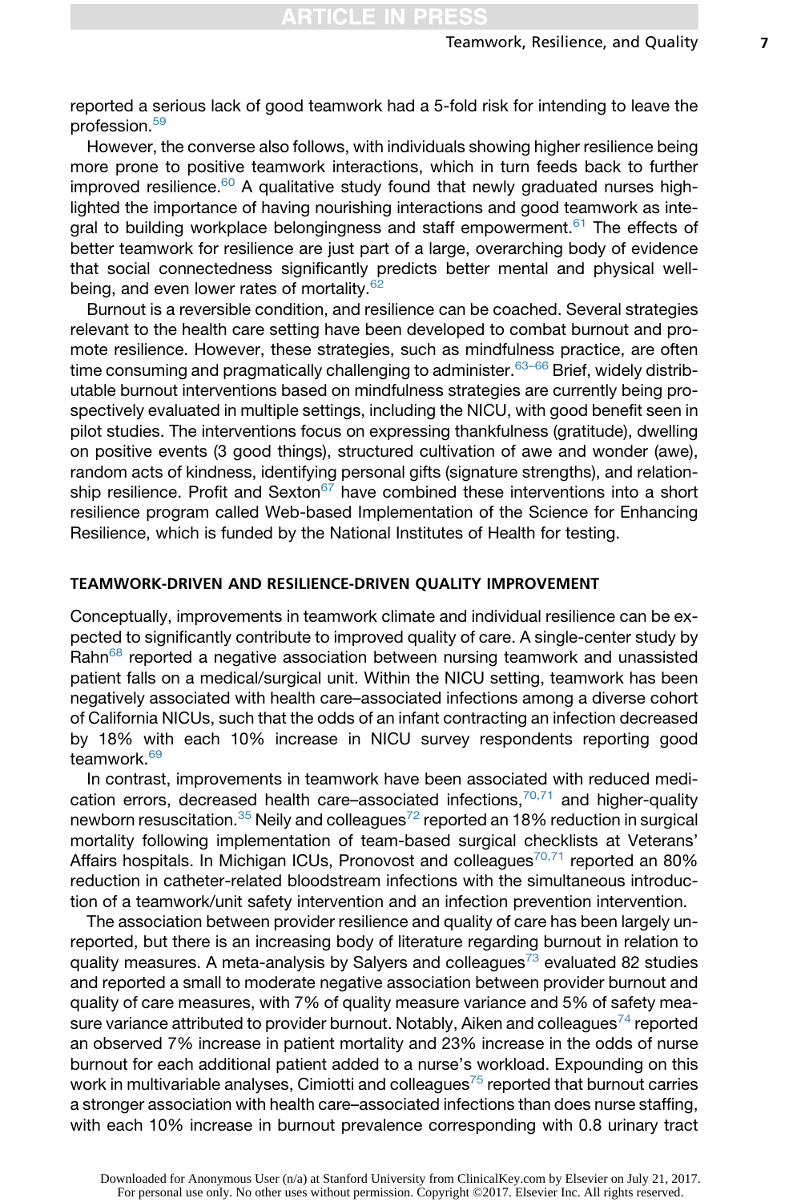reported a serious lack of good teamwork had a 5-fold risk for intending to leave the profession.[59]

However, the converse also follows, with individuals showing higher resilience being more prone to positive teamwork interactions, which in turn feeds back to further improved resilience.[60] A qualitative study found that newly graduated nurses highlighted the importance of having nourishing interactions and good teamwork as integral to building workplace belongingness and staff empowerment.[61] The effects of better teamwork for resilience are just part of a large, overarching body of evidence that social connectedness significantly predicts better mental and physical well-being, and even lower rates of mortality.[62]

Burnout is a reversible condition, and resilience can be coached. Several strategies relevant to the health care setting have been developed to combat burnout and promote resilience. However, these strategies, such as mindfulness practice, are often time consuming and pragmatically challenging to administer.[63–66] Brief, widely distributable burnout interventions based on mindfulness strategies are currently being prospectively evaluated in multiple settings, including the NICU, with good benefit seen in pilot studies. The interventions focus on expressing thankfulness (gratitude), dwelling on positive events (3 good things), structured cultivation of awe and wonder (awe), random acts of kindness, identifying personal gifts (signature strengths), and relationship resilience. Profit and Sexton[67] have combined these interventions into a short resilience program called Web-based Implementation of the Science for Enhancing Resilience, which is funded by the National Institutes of Health for testing.

## TEAMWORK-DRIVEN AND RESILIENCE-DRIVEN QUALITY IMPROVEMENT

Conceptually, improvements in teamwork climate and individual resilience can be expected to significantly contribute to improved quality of care. A single-center study by Rahn[68] reported a negative association between nursing teamwork and unassisted patient falls on a medical/surgical unit. Within the NICU setting, teamwork has been negatively associated with health care–associated infections among a diverse cohort of California NICUs, such that the odds of an infant contracting an infection decreased by 18% with each 10% increase in NICU survey respondents reporting good teamwork.[69]

In contrast, improvements in teamwork have been associated with reduced medication errors, decreased health care–associated infections,[70,71] and higher-quality newborn resuscitation.[35] Neily and colleagues[72] reported an 18% reduction in surgical mortality following implementation of team-based surgical checklists at Veterans' Affairs hospitals. In Michigan ICUs, Pronovost and colleagues[70,71] reported an 80% reduction in catheter-related bloodstream infections with the simultaneous introduction of a teamwork/unit safety intervention and an infection prevention intervention.

The association between provider resilience and quality of care has been largely unreported, but there is an increasing body of literature regarding burnout in relation to quality measures. A meta-analysis by Salyers and colleagues[73] evaluated 82 studies and reported a small to moderate negative association between provider burnout and quality of care measures, with 7% of quality measure variance and 5% of safety measure variance attributed to provider burnout. Notably, Aiken and colleagues[74] reported an observed 7% increase in patient mortality and 23% increase in the odds of nurse burnout for each additional patient added to a nurse's workload. Expounding on this work in multivariable analyses, Cimiotti and colleagues[75] reported that burnout carries a stronger association with health care–associated infections than does nurse staffing, with each 10% increase in burnout prevalence corresponding with 0.8 urinary tract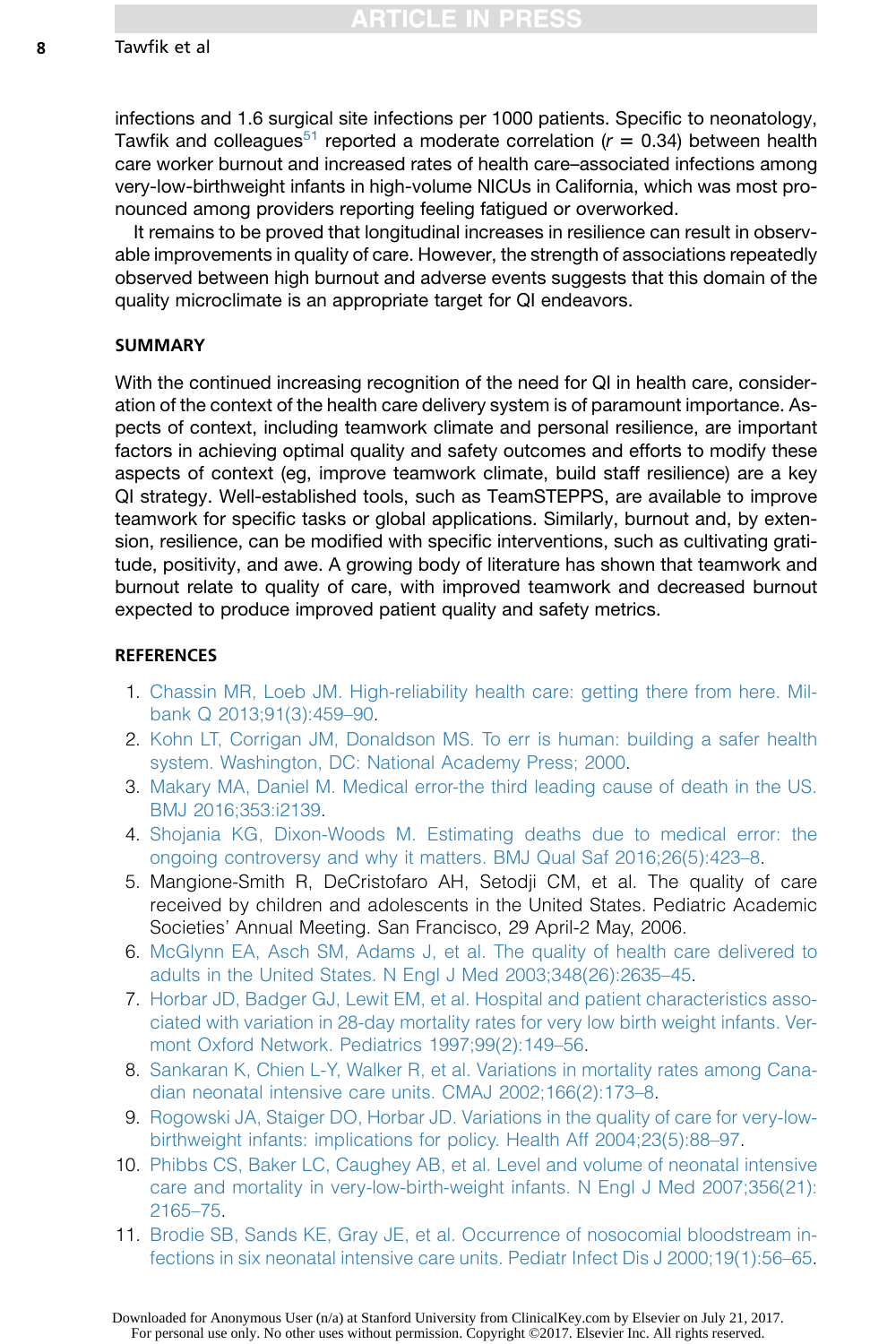infections and 1.6 surgical site infections per 1000 patients. Specific to neonatology, Tawfik and colleagues[51] reported a moderate correlation ($r = 0.34$) between health care worker burnout and increased rates of health care–associated infections among very-low-birthweight infants in high-volume NICUs in California, which was most pronounced among providers reporting feeling fatigued or overworked.

It remains to be proved that longitudinal increases in resilience can result in observable improvements in quality of care. However, the strength of associations repeatedly observed between high burnout and adverse events suggests that this domain of the quality microclimate is an appropriate target for QI endeavors.

## SUMMARY

With the continued increasing recognition of the need for QI in health care, consideration of the context of the health care delivery system is of paramount importance. Aspects of context, including teamwork climate and personal resilience, are important factors in achieving optimal quality and safety outcomes and efforts to modify these aspects of context (eg, improve teamwork climate, build staff resilience) are a key QI strategy. Well-established tools, such as TeamSTEPPS, are available to improve teamwork for specific tasks or global applications. Similarly, burnout and, by extension, resilience, can be modified with specific interventions, such as cultivating gratitude, positivity, and awe. A growing body of literature has shown that teamwork and burnout relate to quality of care, with improved teamwork and decreased burnout expected to produce improved patient quality and safety metrics.

## REFERENCES

1. Chassin MR, Loeb JM. High-reliability health care: getting there from here. Milbank Q 2013;91(3):459–90.
2. Kohn LT, Corrigan JM, Donaldson MS. To err is human: building a safer health system. Washington, DC: National Academy Press; 2000.
3. Makary MA, Daniel M. Medical error-the third leading cause of death in the US. BMJ 2016;353:i2139.
4. Shojania KG, Dixon-Woods M. Estimating deaths due to medical error: the ongoing controversy and why it matters. BMJ Qual Saf 2016;26(5):423–8.
5. Mangione-Smith R, DeCristofaro AH, Setodji CM, et al. The quality of care received by children and adolescents in the United States. Pediatric Academic Societies' Annual Meeting. San Francisco, 29 April-2 May, 2006.
6. McGlynn EA, Asch SM, Adams J, et al. The quality of health care delivered to adults in the United States. N Engl J Med 2003;348(26):2635–45.
7. Horbar JD, Badger GJ, Lewit EM, et al. Hospital and patient characteristics associated with variation in 28-day mortality rates for very low birth weight infants. Vermont Oxford Network. Pediatrics 1997;99(2):149–56.
8. Sankaran K, Chien L-Y, Walker R, et al. Variations in mortality rates among Canadian neonatal intensive care units. CMAJ 2002;166(2):173–8.
9. Rogowski JA, Staiger DO, Horbar JD. Variations in the quality of care for very-low-birthweight infants: implications for policy. Health Aff 2004;23(5):88–97.
10. Phibbs CS, Baker LC, Caughey AB, et al. Level and volume of neonatal intensive care and mortality in very-low-birth-weight infants. N Engl J Med 2007;356(21):2165–75.
11. Brodie SB, Sands KE, Gray JE, et al. Occurrence of nosocomial bloodstream infections in six neonatal intensive care units. Pediatr Infect Dis J 2000;19(1):56–65.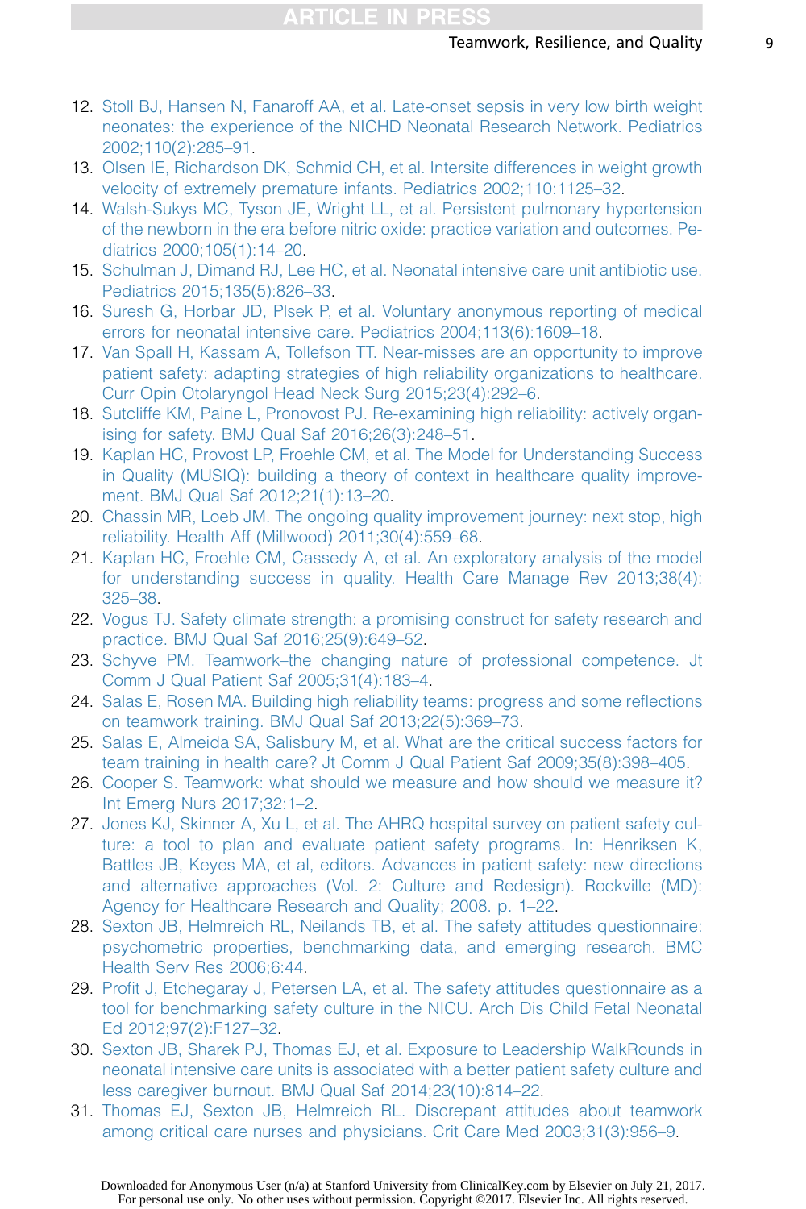12. Stoll BJ, Hansen N, Fanaroff AA, et al. Late-onset sepsis in very low birth weight neonates: the experience of the NICHD Neonatal Research Network. Pediatrics 2002;110(2):285–91.
13. Olsen IE, Richardson DK, Schmid CH, et al. Intersite differences in weight growth velocity of extremely premature infants. Pediatrics 2002;110:1125–32.
14. Walsh-Sukys MC, Tyson JE, Wright LL, et al. Persistent pulmonary hypertension of the newborn in the era before nitric oxide: practice variation and outcomes. Pediatrics 2000;105(1):14–20.
15. Schulman J, Dimand RJ, Lee HC, et al. Neonatal intensive care unit antibiotic use. Pediatrics 2015;135(5):826–33.
16. Suresh G, Horbar JD, Plsek P, et al. Voluntary anonymous reporting of medical errors for neonatal intensive care. Pediatrics 2004;113(6):1609–18.
17. Van Spall H, Kassam A, Tollefson TT. Near-misses are an opportunity to improve patient safety: adapting strategies of high reliability organizations to healthcare. Curr Opin Otolaryngol Head Neck Surg 2015;23(4):292–6.
18. Sutcliffe KM, Paine L, Pronovost PJ. Re-examining high reliability: actively organising for safety. BMJ Qual Saf 2016;26(3):248–51.
19. Kaplan HC, Provost LP, Froehle CM, et al. The Model for Understanding Success in Quality (MUSIQ): building a theory of context in healthcare quality improvement. BMJ Qual Saf 2012;21(1):13–20.
20. Chassin MR, Loeb JM. The ongoing quality improvement journey: next stop, high reliability. Health Aff (Millwood) 2011;30(4):559–68.
21. Kaplan HC, Froehle CM, Cassedy A, et al. An exploratory analysis of the model for understanding success in quality. Health Care Manage Rev 2013;38(4):325–38.
22. Vogus TJ. Safety climate strength: a promising construct for safety research and practice. BMJ Qual Saf 2016;25(9):649–52.
23. Schyve PM. Teamwork–the changing nature of professional competence. Jt Comm J Qual Patient Saf 2005;31(4):183–4.
24. Salas E, Rosen MA. Building high reliability teams: progress and some reflections on teamwork training. BMJ Qual Saf 2013;22(5):369–73.
25. Salas E, Almeida SA, Salisbury M, et al. What are the critical success factors for team training in health care? Jt Comm J Qual Patient Saf 2009;35(8):398–405.
26. Cooper S. Teamwork: what should we measure and how should we measure it? Int Emerg Nurs 2017;32:1–2.
27. Jones KJ, Skinner A, Xu L, et al. The AHRQ hospital survey on patient safety culture: a tool to plan and evaluate patient safety programs. In: Henriksen K, Battles JB, Keyes MA, et al, editors. Advances in patient safety: new directions and alternative approaches (Vol. 2: Culture and Redesign). Rockville (MD): Agency for Healthcare Research and Quality; 2008. p. 1–22.
28. Sexton JB, Helmreich RL, Neilands TB, et al. The safety attitudes questionnaire: psychometric properties, benchmarking data, and emerging research. BMC Health Serv Res 2006;6:44.
29. Profit J, Etchegaray J, Petersen LA, et al. The safety attitudes questionnaire as a tool for benchmarking safety culture in the NICU. Arch Dis Child Fetal Neonatal Ed 2012;97(2):F127–32.
30. Sexton JB, Sharek PJ, Thomas EJ, et al. Exposure to Leadership WalkRounds in neonatal intensive care units is associated with a better patient safety culture and less caregiver burnout. BMJ Qual Saf 2014;23(10):814–22.
31. Thomas EJ, Sexton JB, Helmreich RL. Discrepant attitudes about teamwork among critical care nurses and physicians. Crit Care Med 2003;31(3):956–9.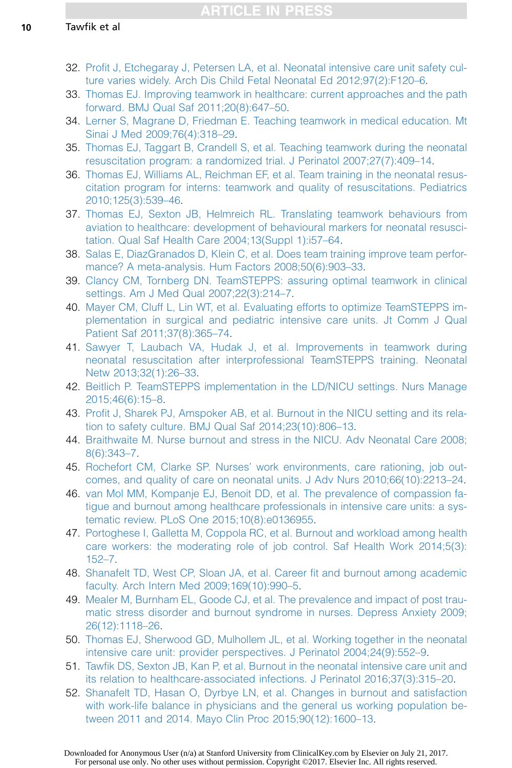32. Profit J, Etchegaray J, Petersen LA, et al. Neonatal intensive care unit safety culture varies widely. Arch Dis Child Fetal Neonatal Ed 2012;97(2):F120–6.
33. Thomas EJ. Improving teamwork in healthcare: current approaches and the path forward. BMJ Qual Saf 2011;20(8):647–50.
34. Lerner S, Magrane D, Friedman E. Teaching teamwork in medical education. Mt Sinai J Med 2009;76(4):318–29.
35. Thomas EJ, Taggart B, Crandell S, et al. Teaching teamwork during the neonatal resuscitation program: a randomized trial. J Perinatol 2007;27(7):409–14.
36. Thomas EJ, Williams AL, Reichman EF, et al. Team training in the neonatal resuscitation program for interns: teamwork and quality of resuscitations. Pediatrics 2010;125(3):539–46.
37. Thomas EJ, Sexton JB, Helmreich RL. Translating teamwork behaviours from aviation to healthcare: development of behavioural markers for neonatal resuscitation. Qual Saf Health Care 2004;13(Suppl 1):i57–64.
38. Salas E, DiazGranados D, Klein C, et al. Does team training improve team performance? A meta-analysis. Hum Factors 2008;50(6):903–33.
39. Clancy CM, Tornberg DN. TeamSTEPPS: assuring optimal teamwork in clinical settings. Am J Med Qual 2007;22(3):214–7.
40. Mayer CM, Cluff L, Lin WT, et al. Evaluating efforts to optimize TeamSTEPPS implementation in surgical and pediatric intensive care units. Jt Comm J Qual Patient Saf 2011;37(8):365–74.
41. Sawyer T, Laubach VA, Hudak J, et al. Improvements in teamwork during neonatal resuscitation after interprofessional TeamSTEPPS training. Neonatal Netw 2013;32(1):26–33.
42. Beitlich P. TeamSTEPPS implementation in the LD/NICU settings. Nurs Manage 2015;46(6):15–8.
43. Profit J, Sharek PJ, Amspoker AB, et al. Burnout in the NICU setting and its relation to safety culture. BMJ Qual Saf 2014;23(10):806–13.
44. Braithwaite M. Nurse burnout and stress in the NICU. Adv Neonatal Care 2008;8(6):343–7.
45. Rochefort CM, Clarke SP. Nurses' work environments, care rationing, job outcomes, and quality of care on neonatal units. J Adv Nurs 2010;66(10):2213–24.
46. van Mol MM, Kompanje EJ, Benoit DD, et al. The prevalence of compassion fatigue and burnout among healthcare professionals in intensive care units: a systematic review. PLoS One 2015;10(8):e0136955.
47. Portoghese I, Galletta M, Coppola RC, et al. Burnout and workload among health care workers: the moderating role of job control. Saf Health Work 2014;5(3):152–7.
48. Shanafelt TD, West CP, Sloan JA, et al. Career fit and burnout among academic faculty. Arch Intern Med 2009;169(10):990–5.
49. Mealer M, Burnham EL, Goode CJ, et al. The prevalence and impact of post traumatic stress disorder and burnout syndrome in nurses. Depress Anxiety 2009;26(12):1118–26.
50. Thomas EJ, Sherwood GD, Mulhollem JL, et al. Working together in the neonatal intensive care unit: provider perspectives. J Perinatol 2004;24(9):552–9.
51. Tawfik DS, Sexton JB, Kan P, et al. Burnout in the neonatal intensive care unit and its relation to healthcare-associated infections. J Perinatol 2016;37(3):315–20.
52. Shanafelt TD, Hasan O, Dyrbye LN, et al. Changes in burnout and satisfaction with work-life balance in physicians and the general us working population between 2011 and 2014. Mayo Clin Proc 2015;90(12):1600–13.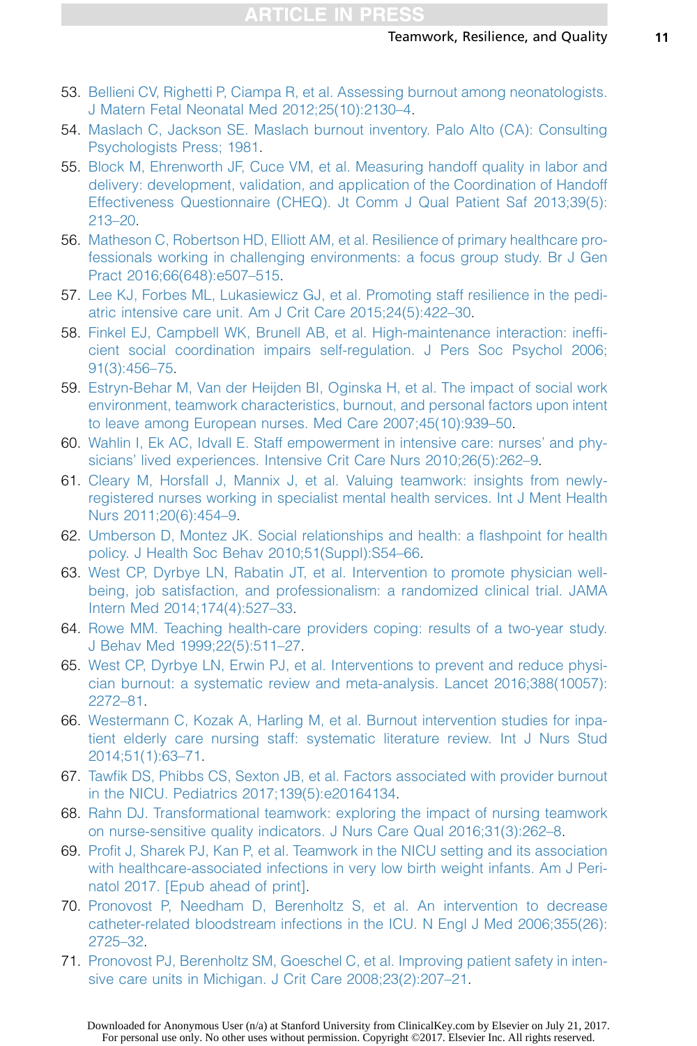53. Bellieni CV, Righetti P, Ciampa R, et al. Assessing burnout among neonatologists. J Matern Fetal Neonatal Med 2012;25(10):2130–4.
54. Maslach C, Jackson SE. Maslach burnout inventory. Palo Alto (CA): Consulting Psychologists Press; 1981.
55. Block M, Ehrenworth JF, Cuce VM, et al. Measuring handoff quality in labor and delivery: development, validation, and application of the Coordination of Handoff Effectiveness Questionnaire (CHEQ). Jt Comm J Qual Patient Saf 2013;39(5): 213–20.
56. Matheson C, Robertson HD, Elliott AM, et al. Resilience of primary healthcare professionals working in challenging environments: a focus group study. Br J Gen Pract 2016;66(648):e507–515.
57. Lee KJ, Forbes ML, Lukasiewicz GJ, et al. Promoting staff resilience in the pediatric intensive care unit. Am J Crit Care 2015;24(5):422–30.
58. Finkel EJ, Campbell WK, Brunell AB, et al. High-maintenance interaction: inefficient social coordination impairs self-regulation. J Pers Soc Psychol 2006; 91(3):456–75.
59. Estryn-Behar M, Van der Heijden BI, Oginska H, et al. The impact of social work environment, teamwork characteristics, burnout, and personal factors upon intent to leave among European nurses. Med Care 2007;45(10):939–50.
60. Wahlin I, Ek AC, Idvall E. Staff empowerment in intensive care: nurses' and physicians' lived experiences. Intensive Crit Care Nurs 2010;26(5):262–9.
61. Cleary M, Horsfall J, Mannix J, et al. Valuing teamwork: insights from newly-registered nurses working in specialist mental health services. Int J Ment Health Nurs 2011;20(6):454–9.
62. Umberson D, Montez JK. Social relationships and health: a flashpoint for health policy. J Health Soc Behav 2010;51(Suppl):S54–66.
63. West CP, Dyrbye LN, Rabatin JT, et al. Intervention to promote physician well-being, job satisfaction, and professionalism: a randomized clinical trial. JAMA Intern Med 2014;174(4):527–33.
64. Rowe MM. Teaching health-care providers coping: results of a two-year study. J Behav Med 1999;22(5):511–27.
65. West CP, Dyrbye LN, Erwin PJ, et al. Interventions to prevent and reduce physician burnout: a systematic review and meta-analysis. Lancet 2016;388(10057): 2272–81.
66. Westermann C, Kozak A, Harling M, et al. Burnout intervention studies for inpatient elderly care nursing staff: systematic literature review. Int J Nurs Stud 2014;51(1):63–71.
67. Tawfik DS, Phibbs CS, Sexton JB, et al. Factors associated with provider burnout in the NICU. Pediatrics 2017;139(5):e20164134.
68. Rahn DJ. Transformational teamwork: exploring the impact of nursing teamwork on nurse-sensitive quality indicators. J Nurs Care Qual 2016;31(3):262–8.
69. Profit J, Sharek PJ, Kan P, et al. Teamwork in the NICU setting and its association with healthcare-associated infections in very low birth weight infants. Am J Perinatol 2017. [Epub ahead of print].
70. Pronovost P, Needham D, Berenholtz S, et al. An intervention to decrease catheter-related bloodstream infections in the ICU. N Engl J Med 2006;355(26): 2725–32.
71. Pronovost PJ, Berenholtz SM, Goeschel C, et al. Improving patient safety in intensive care units in Michigan. J Crit Care 2008;23(2):207–21.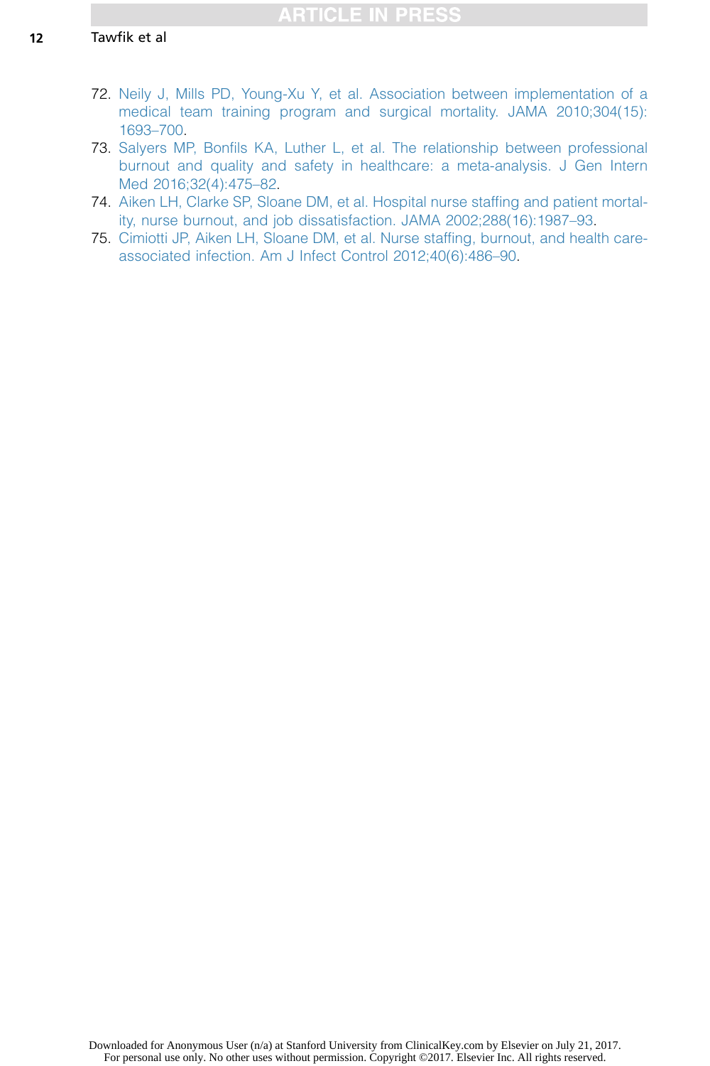72. Neily J, Mills PD, Young-Xu Y, et al. Association between implementation of a medical team training program and surgical mortality. JAMA 2010;304(15):1693–700.
73. Salyers MP, Bonfils KA, Luther L, et al. The relationship between professional burnout and quality and safety in healthcare: a meta-analysis. J Gen Intern Med 2016;32(4):475–82.
74. Aiken LH, Clarke SP, Sloane DM, et al. Hospital nurse staffing and patient mortality, nurse burnout, and job dissatisfaction. JAMA 2002;288(16):1987–93.
75. Cimiotti JP, Aiken LH, Sloane DM, et al. Nurse staffing, burnout, and health care-associated infection. Am J Infect Control 2012;40(6):486–90.